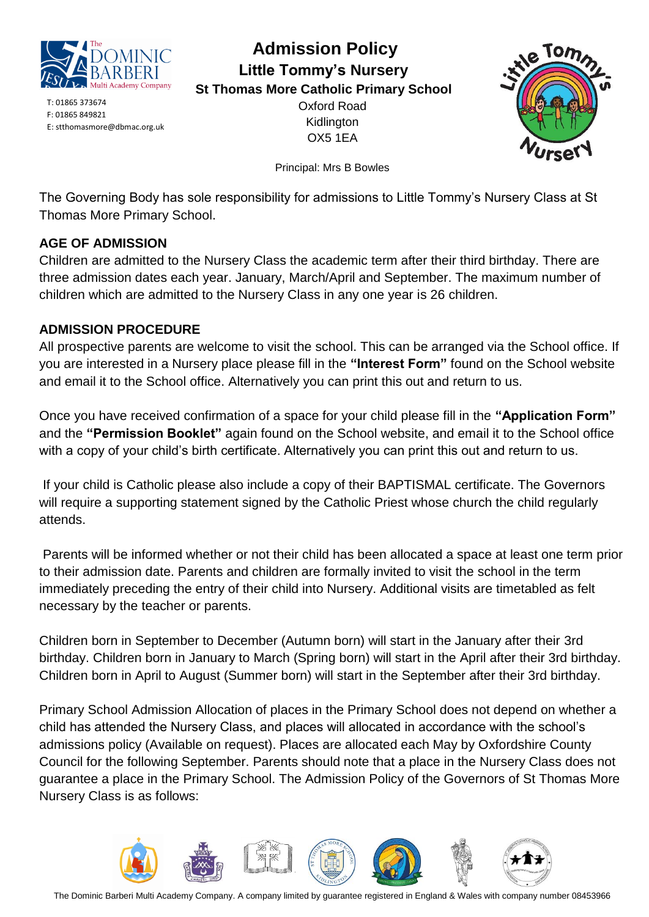# Admission Policy

## Little Tommy's Nursery

### St Thomas More Catholic Primary School

Oxford Road
Kidlington
OX5 1EA

T: 01865 373674
F: 01865 849821
E: stthomasmore@dbmac.org.uk

Principal: Mrs B Bowles

The Governing Body has sole responsibility for admissions to Little Tommy's Nursery Class at St Thomas More Primary School.

**AGE OF ADMISSION**

Children are admitted to the Nursery Class the academic term after their third birthday. There are three admission dates each year. January, March/April and September. The maximum number of children which are admitted to the Nursery Class in any one year is 26 children.

**ADMISSION PROCEDURE**

All prospective parents are welcome to visit the school. This can be arranged via the School office. If you are interested in a Nursery place please fill in the **"Interest Form"** found on the School website and email it to the School office. Alternatively you can print this out and return to us.

Once you have received confirmation of a space for your child please fill in the **"Application Form"** and the **"Permission Booklet"** again found on the School website, and email it to the School office with a copy of your child's birth certificate. Alternatively you can print this out and return to us.

If your child is Catholic please also include a copy of their BAPTISMAL certificate. The Governors will require a supporting statement signed by the Catholic Priest whose church the child regularly attends.

Parents will be informed whether or not their child has been allocated a space at least one term prior to their admission date. Parents and children are formally invited to visit the school in the term immediately preceding the entry of their child into Nursery. Additional visits are timetabled as felt necessary by the teacher or parents.

Children born in September to December (Autumn born) will start in the January after their 3rd birthday. Children born in January to March (Spring born) will start in the April after their 3rd birthday. Children born in April to August (Summer born) will start in the September after their 3rd birthday.

Primary School Admission Allocation of places in the Primary School does not depend on whether a child has attended the Nursery Class, and places will allocated in accordance with the school's admissions policy (Available on request). Places are allocated each May by Oxfordshire County Council for the following September. Parents should note that a place in the Nursery Class does not guarantee a place in the Primary School. The Admission Policy of the Governors of St Thomas More Nursery Class is as follows: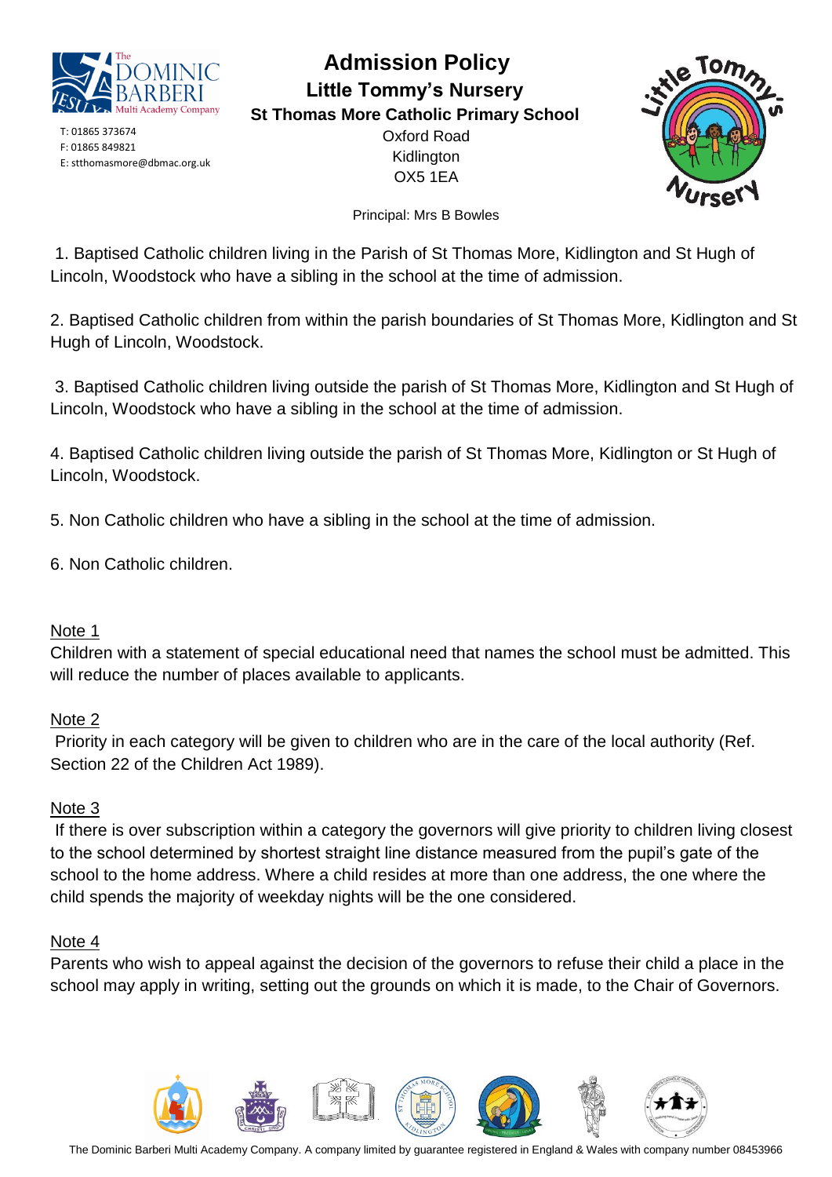T: 01865 373674
F: 01865 849821
E: stthomasmore@dbmac.org.uk

# Admission Policy

## Little Tommy's Nursery

### St Thomas More Catholic Primary School

Oxford Road
Kidlington
OX5 1EA

Principal: Mrs B Bowles

1. Baptised Catholic children living in the Parish of St Thomas More, Kidlington and St Hugh of Lincoln, Woodstock who have a sibling in the school at the time of admission.

2. Baptised Catholic children from within the parish boundaries of St Thomas More, Kidlington and St Hugh of Lincoln, Woodstock.

3. Baptised Catholic children living outside the parish of St Thomas More, Kidlington and St Hugh of Lincoln, Woodstock who have a sibling in the school at the time of admission.

4. Baptised Catholic children living outside the parish of St Thomas More, Kidlington or St Hugh of Lincoln, Woodstock.

5. Non Catholic children who have a sibling in the school at the time of admission.

6. Non Catholic children.

Note 1

Children with a statement of special educational need that names the school must be admitted. This will reduce the number of places available to applicants.

Note 2

Priority in each category will be given to children who are in the care of the local authority (Ref. Section 22 of the Children Act 1989).

Note 3

If there is over subscription within a category the governors will give priority to children living closest to the school determined by shortest straight line distance measured from the pupil's gate of the school to the home address. Where a child resides at more than one address, the one where the child spends the majority of weekday nights will be the one considered.

Note 4

Parents who wish to appeal against the decision of the governors to refuse their child a place in the school may apply in writing, setting out the grounds on which it is made, to the Chair of Governors.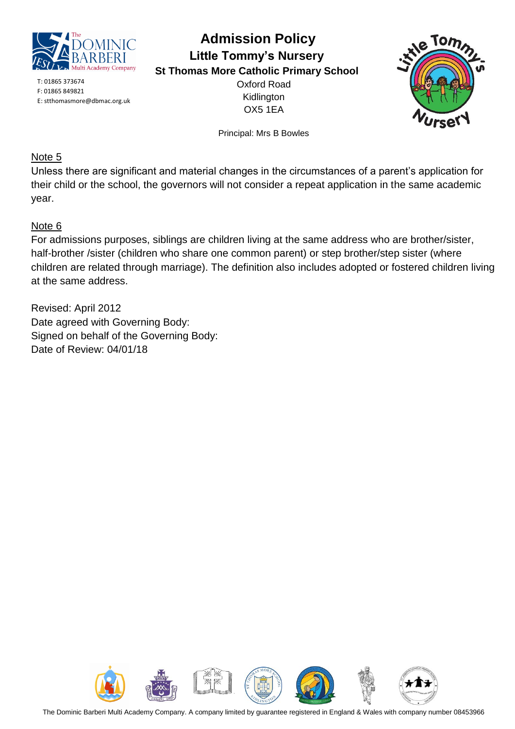Note 5

Unless there are significant and material changes in the circumstances of a parent's application for their child or the school, the governors will not consider a repeat application in the same academic year.

Note 6

For admissions purposes, siblings are children living at the same address who are brother/sister, half-brother /sister (children who share one common parent) or step brother/step sister (where children are related through marriage). The definition also includes adopted or fostered children living at the same address.

Revised: April 2012
Date agreed with Governing Body:
Signed on behalf of the Governing Body:
Date of Review: 04/01/18